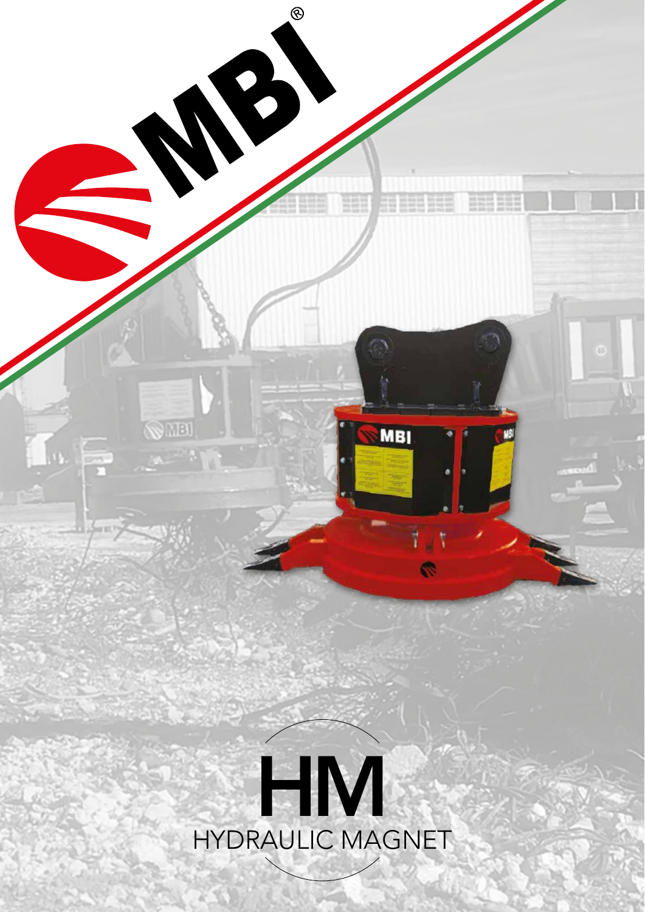MBI®

# HM

HYDRAULIC MAGNET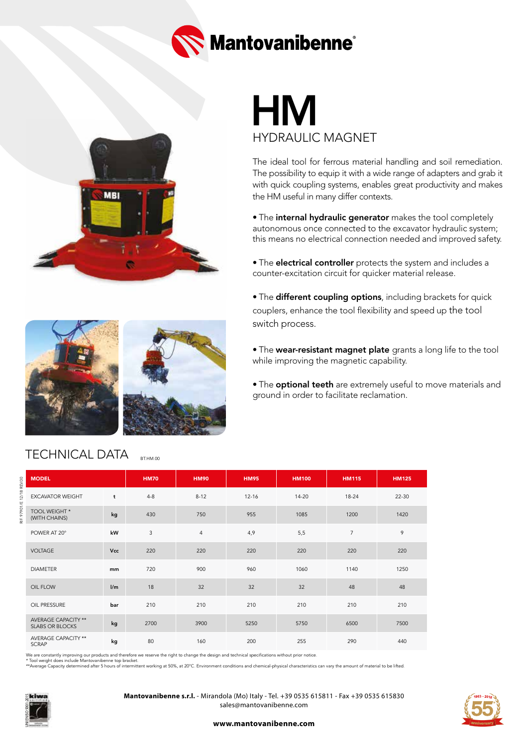# HM

## HYDRAULIC MAGNET

The ideal tool for ferrous material handling and soil remediation. The possibility to equip it with a wide range of adapters and grab it with quick coupling systems, enables great productivity and makes the HM useful in many differ contexts.

- The **internal hydraulic generator** makes the tool completely autonomous once connected to the excavator hydraulic system; this means no electrical connection needed and improved safety.

- The **electrical controller** protects the system and includes a counter-excitation circuit for quicker material release.

- The **different coupling options**, including brackets for quick couplers, enhance the tool flexibility and speed up the tool switch process.

- The **wear-resistant magnet plate** grants a long life to the tool while improving the magnetic capability.

- The **optional teeth** are extremely useful to move materials and ground in order to facilitate reclamation.

## TECHNICAL DATA

BT.HM.00

| MODEL | | HM70 | HM90 | HM95 | HM100 | HM115 | HM125 |
|---|---|---|---|---|---|---|---|
| EXCAVATOR WEIGHT | t | 4-8 | 8-12 | 12-16 | 14-20 | 18-24 | 22-30 |
| TOOL WEIGHT * (WITH CHAINS) | kg | 430 | 750 | 955 | 1085 | 1200 | 1420 |
| POWER AT 20° | kW | 3 | 4 | 4,9 | 5,5 | 7 | 9 |
| VOLTAGE | Vcc | 220 | 220 | 220 | 220 | 220 | 220 |
| DIAMETER | mm | 720 | 900 | 960 | 1060 | 1140 | 1250 |
| OIL FLOW | l/m | 18 | 32 | 32 | 32 | 48 | 48 |
| OIL PRESSURE | bar | 210 | 210 | 210 | 210 | 210 | 210 |
| AVERAGE CAPACITY ** SLABS OR BLOCKS | kg | 2700 | 3900 | 5250 | 5750 | 6500 | 7500 |
| AVERAGE CAPACITY ** SCRAP | kg | 80 | 160 | 200 | 255 | 290 | 440 |

We are constantly improving our products and therefore we reserve the right to change the design and technical specifications without prior notice.
* Tool weight does include Mantovanibenne top bracket.
**Average Capacity determined after 5 hours of intermittent working at 50%, at 20°C. Environment conditions and chemical-physical characteristics can vary the amount of material to be lifted.

**Mantovanibenne s.r.l.** - Mirandola (Mo) Italy - Tel. +39 0535 615811 - Fax +39 0535 615830
sales@mantovanibenne.com

**www.mantovanibenne.com**